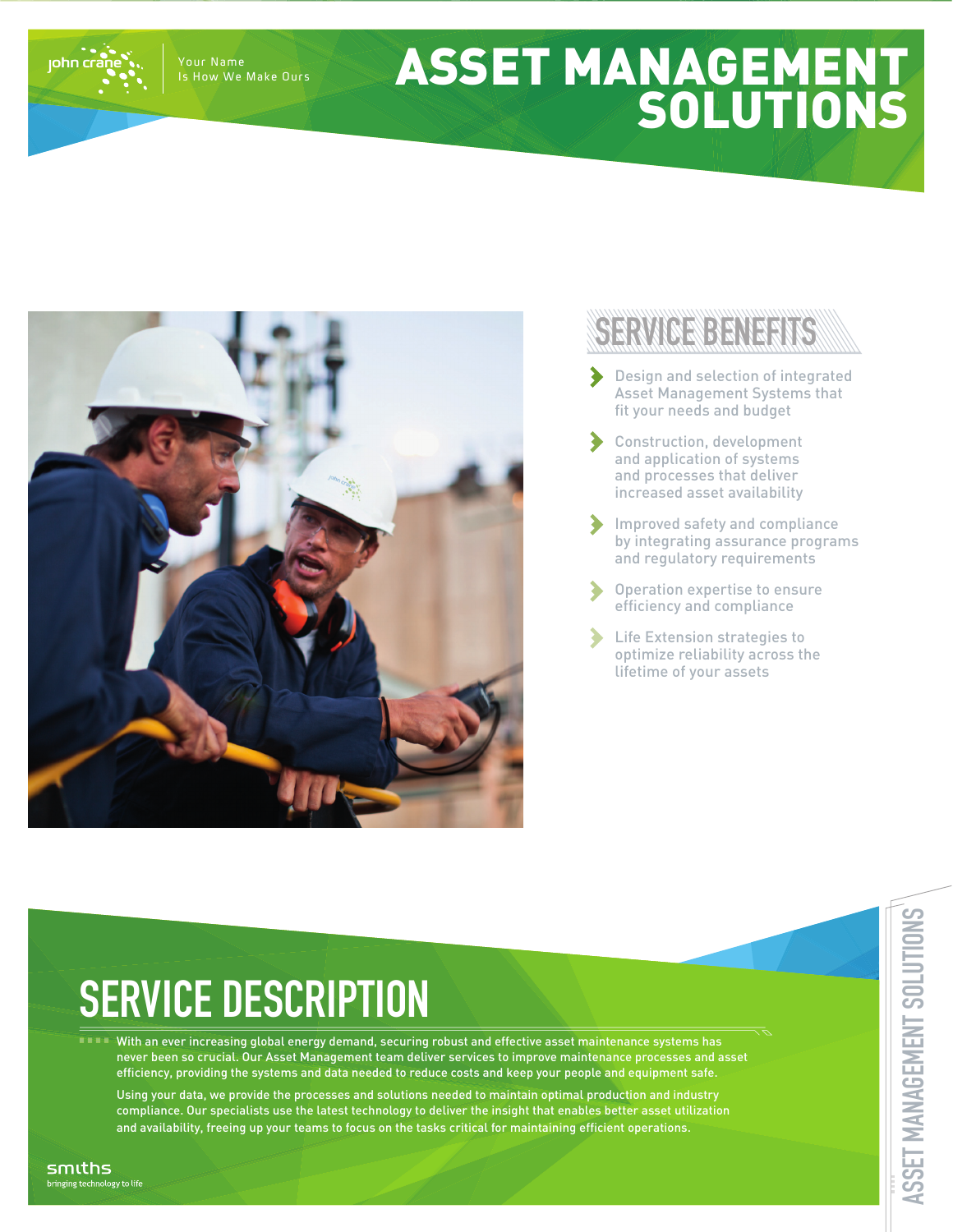john crane

Your Name
Is How We Make Ours

# ASSET MANAGEMENT SOLUTIONS

## SERVICE BENEFITS

- Design and selection of integrated Asset Management Systems that fit your needs and budget
- Construction, development and application of systems and processes that deliver increased asset availability
- Improved safety and compliance by integrating assurance programs and regulatory requirements
- Operation expertise to ensure efficiency and compliance
- Life Extension strategies to optimize reliability across the lifetime of your assets

## SERVICE DESCRIPTION

With an ever increasing global energy demand, securing robust and effective asset maintenance systems has never been so crucial. Our Asset Management team deliver services to improve maintenance processes and asset efficiency, providing the systems and data needed to reduce costs and keep your people and equipment safe.

Using your data, we provide the processes and solutions needed to maintain optimal production and industry compliance. Our specialists use the latest technology to deliver the insight that enables better asset utilization and availability, freeing up your teams to focus on the tasks critical for maintaining efficient operations.

smiths
bringing technology to life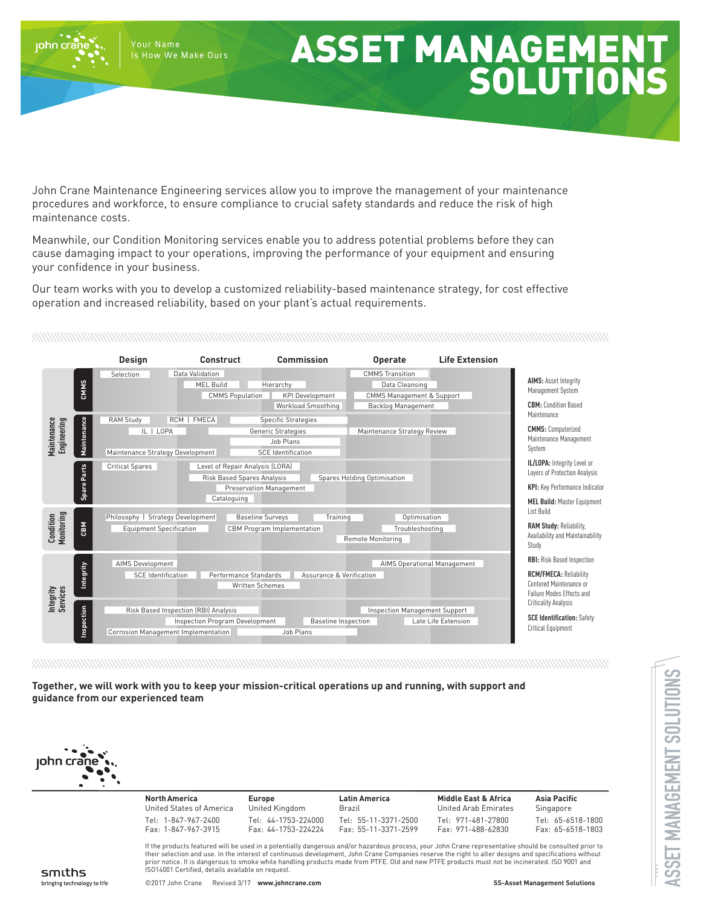# ASSET MANAGEMENT SOLUTIONS

Your Name Is How We Make Ours

John Crane Maintenance Engineering services allow you to improve the management of your maintenance procedures and workforce, to ensure compliance to crucial safety standards and reduce the risk of high maintenance costs.

Meanwhile, our Condition Monitoring services enable you to address potential problems before they can cause damaging impact to your operations, improving the performance of your equipment and ensuring your confidence in your business.

Our team works with you to develop a customized reliability-based maintenance strategy, for cost effective operation and increased reliability, based on your plant's actual requirements.

| | | Design | Construct | Commission | Operate | Life Extension |
|---|---|---|---|---|---|---|
| Maintenance Engineering | CMMS | Selection | Data Validation; MEL Build; CMMS Population | Hierarchy; KPI Development; Workload Smoothing | CMMS Transition; Data Cleansing; CMMS Management & Support; Backlog Management | |
| | Maintenance | RAM Study; IL \| LOPA; Maintenance Strategy Development | RCM \| FMECA | Specific Strategies; Generic Strategies; Job Plans; SCE Identification | Maintenance Strategy Review | |
| | Spare Parts | Critical Spares | Level of Repair Analysis (LORA); Risk Based Spares Analysis; Cataloguing | Preservation Management | Spares Holding Optimisation | |
| Condition Monitoring | CBM | Philosophy \| Strategy Development; Equipment Specification | Baseline Surveys; CBM Program Implementation | Training | Optimisation; Troubleshooting; Remote Monitoring | |
| Integrity Services | Integrity | AIMS Development; SCE Identification | Performance Standards; Written Schemes | Assurance & Verification | AIMS Operational Management | |
| | Inspection | Risk Based Inspection (RBI) Analysis; Corrosion Management Implementation | Inspection Program Development | Baseline Inspection; Job Plans | Inspection Management Support | Late Life Extension |

**AIMS:** Asset Integrity Management System

**CBM:** Condition Based Maintenance

**CMMS:** Computerized Maintenance Management System

**IL/LOPA:** Integrity Level or Layers of Protection Analysis

**KPI:** Key Performance Indicator

**MEL Build:** Master Equipment List Build

**RAM Study:** Reliability, Availability and Maintainability Study

**RBI:** Risk Based Inspection

**RCM/FMECA:** Reliability Centered Maintenance or Failure Modes Effects and Criticality Analysis

**SCE Identification:** Safety Critical Equipment

**Together, we will work with you to keep your mission-critical operations up and running, with support and guidance from our experienced team**

| North America | Europe | Latin America | Middle East & Africa | Asia Pacific |
|---|---|---|---|---|
| United States of America | United Kingdom | Brazil | United Arab Emirates | Singapore |
| Tel: 1-847-967-2400 | Tel: 44-1753-224000 | Tel: 55-11-3371-2500 | Tel: 971-481-27800 | Tel: 65-6518-1800 |
| Fax: 1-847-967-3915 | Fax: 44-1753-224224 | Fax: 55-11-3371-2599 | Fax: 971-488-62830 | Fax: 65-6518-1803 |

If the products featured will be used in a potentially dangerous and/or hazardous process, your John Crane representative should be consulted prior to their selection and use. In the interest of continuous development, John Crane Companies reserve the right to alter designs and specifications without prior notice. It is dangerous to smoke while handling products made from PTFE. Old and new PTFE products must not be incinerated. ISO 9001 and ISO14001 Certified, details available on request.

smiths — bringing technology to life

©2017 John Crane Revised 3/17 **www.johncrane.com** **SS-Asset Management Solutions**